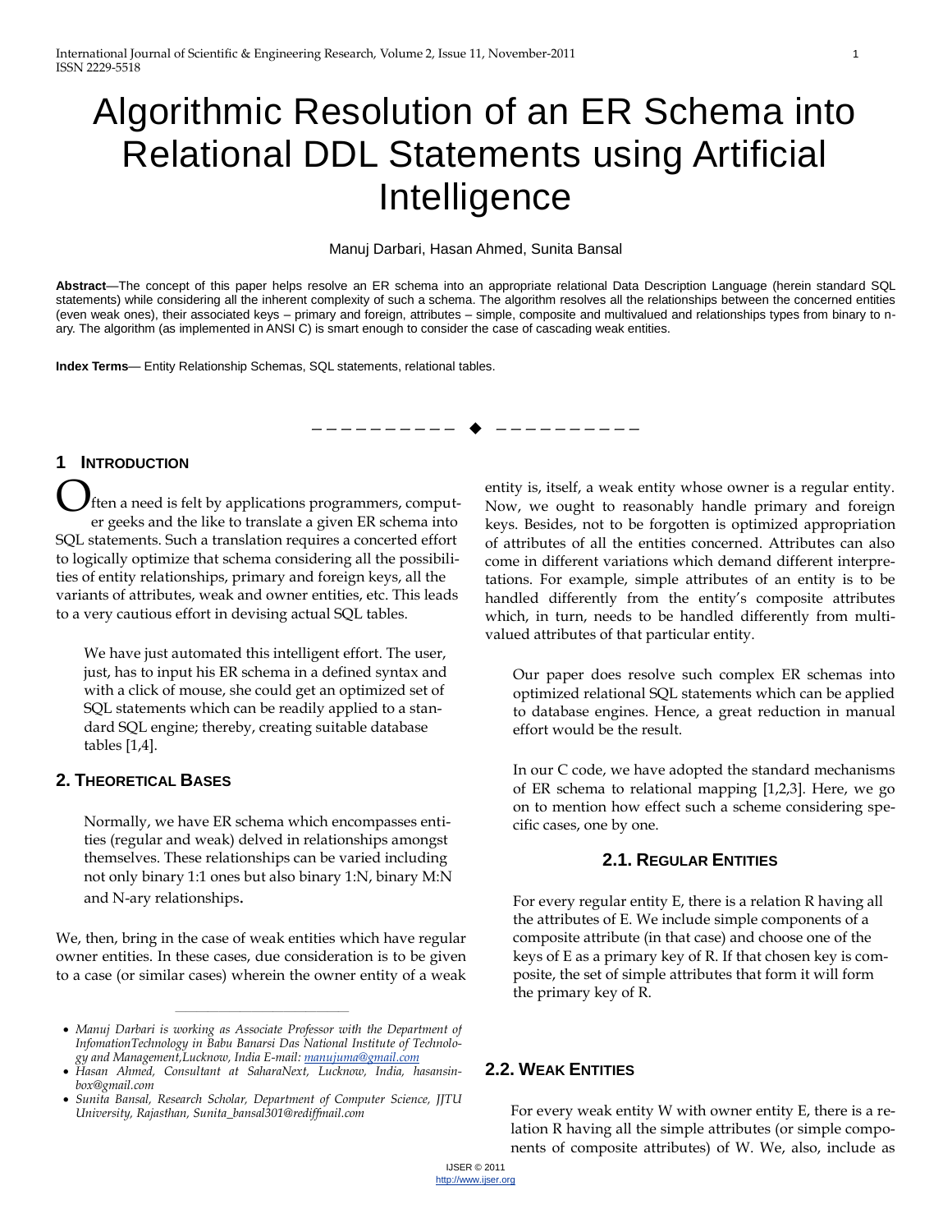# Algorithmic Resolution of an ER Schema into Relational DDL Statements using Artificial Intelligence

Manuj Darbari, Hasan Ahmed, Sunita Bansal

**Abstract**—The concept of this paper helps resolve an ER schema into an appropriate relational Data Description Language (herein standard SQL statements) while considering all the inherent complexity of such a schema. The algorithm resolves all the relationships between the concerned entities (even weak ones), their associated keys – primary and foreign, attributes – simple, composite and multivalued and relationships types from binary to n-ary. The algorithm (as implemented in ANSI C) is smart enough to consider the case of cascading weak entities.

**Index Terms**— Entity Relationship Schemas, SQL statements, relational tables.

## 1 Introduction

Often a need is felt by applications programmers, computer geeks and the like to translate a given ER schema into SQL statements. Such a translation requires a concerted effort to logically optimize that schema considering all the possibilities of entity relationships, primary and foreign keys, all the variants of attributes, weak and owner entities, etc. This leads to a very cautious effort in devising actual SQL tables.

We have just automated this intelligent effort. The user, just, has to input his ER schema in a defined syntax and with a click of mouse, she could get an optimized set of SQL statements which can be readily applied to a standard SQL engine; thereby, creating suitable database tables [1,4].

## 2. Theoretical Bases

Normally, we have ER schema which encompasses entities (regular and weak) delved in relationships amongst themselves. These relationships can be varied including not only binary 1:1 ones but also binary 1:N, binary M:N and N-ary relationships.

We, then, bring in the case of weak entities which have regular owner entities. In these cases, due consideration is to be given to a case (or similar cases) wherein the owner entity of a weak entity is, itself, a weak entity whose owner is a regular entity. Now, we ought to reasonably handle primary and foreign keys. Besides, not to be forgotten is optimized appropriation of attributes of all the entities concerned. Attributes can also come in different variations which demand different interpretations. For example, simple attributes of an entity is to be handled differently from the entity's composite attributes which, in turn, needs to be handled differently from multi-valued attributes of that particular entity.

Our paper does resolve such complex ER schemas into optimized relational SQL statements which can be applied to database engines. Hence, a great reduction in manual effort would be the result.

In our C code, we have adopted the standard mechanisms of ER schema to relational mapping [1,2,3]. Here, we go on to mention how effect such a scheme considering specific cases, one by one.

### 2.1. Regular Entities

For every regular entity E, there is a relation R having all the attributes of E. We include simple components of a composite attribute (in that case) and choose one of the keys of E as a primary key of R. If that chosen key is composite, the set of simple attributes that form it will form the primary key of R.

### 2.2. Weak Entities

For every weak entity W with owner entity E, there is a relation R having all the simple attributes (or simple components of composite attributes) of W. We, also, include as

---

- *Manuj Darbari is working as Associate Professor with the Department of InfomationTechnology in Babu Banarsi Das National Institute of Technology and Management,Lucknow, India E-mail: manujuma@gmail.com*
- *Hasan Ahmed, Consultant at SaharaNext, Lucknow, India, hasansinbox@gmail.com*
- *Sunita Bansal, Research Scholar, Department of Computer Science, JJTU University, Rajasthan, Sunita_bansal301@rediffmail.com*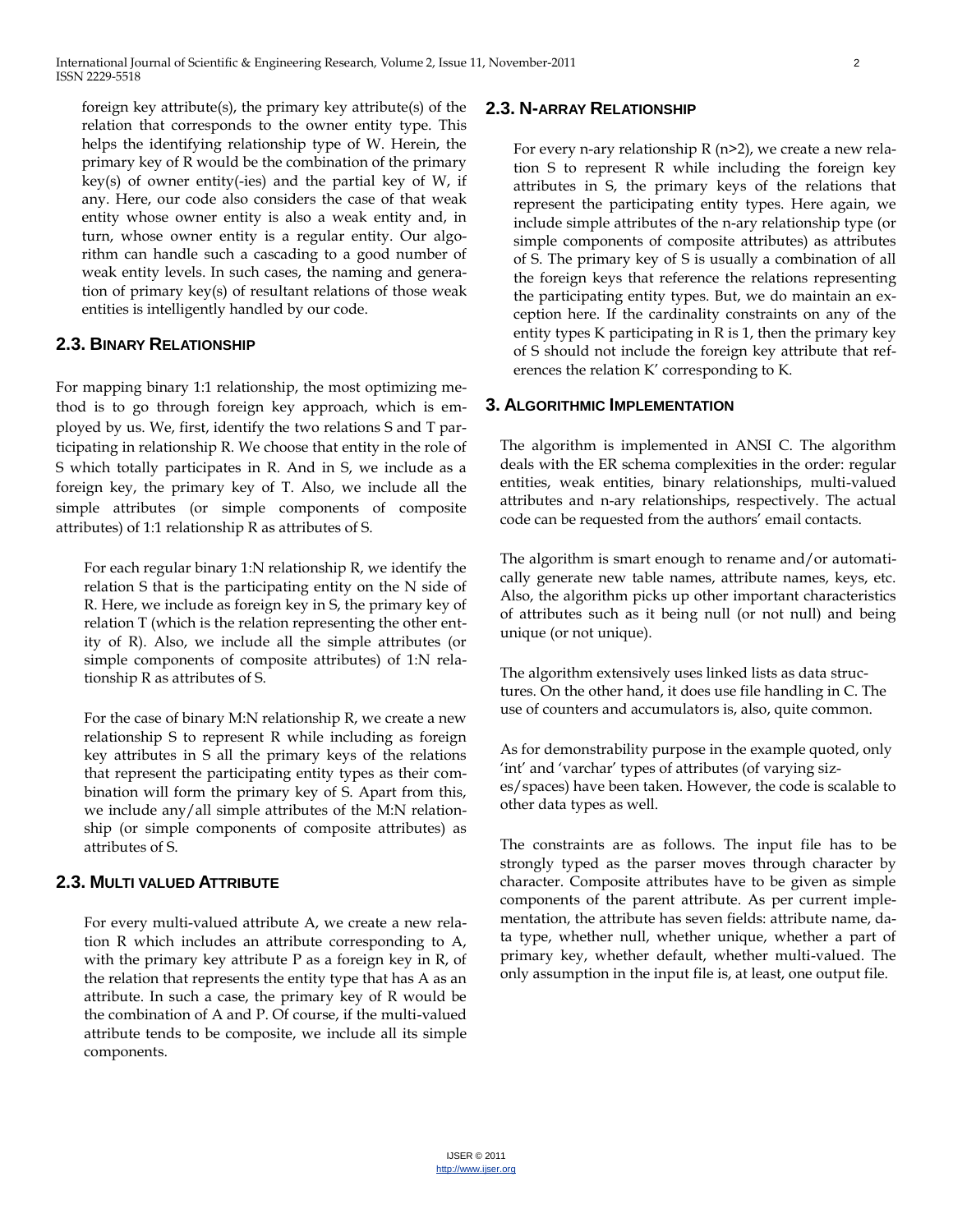foreign key attribute(s), the primary key attribute(s) of the relation that corresponds to the owner entity type. This helps the identifying relationship type of W. Herein, the primary key of R would be the combination of the primary key(s) of owner entity(-ies) and the partial key of W, if any. Here, our code also considers the case of that weak entity whose owner entity is also a weak entity and, in turn, whose owner entity is a regular entity. Our algorithm can handle such a cascading to a good number of weak entity levels. In such cases, the naming and generation of primary key(s) of resultant relations of those weak entities is intelligently handled by our code.

## 2.3. Binary Relationship

For mapping binary 1:1 relationship, the most optimizing method is to go through foreign key approach, which is employed by us. We, first, identify the two relations S and T participating in relationship R. We choose that entity in the role of S which totally participates in R. And in S, we include as a foreign key, the primary key of T. Also, we include all the simple attributes (or simple components of composite attributes) of 1:1 relationship R as attributes of S.

For each regular binary 1:N relationship R, we identify the relation S that is the participating entity on the N side of R. Here, we include as foreign key in S, the primary key of relation T (which is the relation representing the other entity of R). Also, we include all the simple attributes (or simple components of composite attributes) of 1:N relationship R as attributes of S.

For the case of binary M:N relationship R, we create a new relationship S to represent R while including as foreign key attributes in S all the primary keys of the relations that represent the participating entity types as their combination will form the primary key of S. Apart from this, we include any/all simple attributes of the M:N relationship (or simple components of composite attributes) as attributes of S.

## 2.3. Multi valued Attribute

For every multi-valued attribute A, we create a new relation R which includes an attribute corresponding to A, with the primary key attribute P as a foreign key in R, of the relation that represents the entity type that has A as an attribute. In such a case, the primary key of R would be the combination of A and P. Of course, if the multi-valued attribute tends to be composite, we include all its simple components.

## 2.3. N-array Relationship

For every n-ary relationship R (n>2), we create a new relation S to represent R while including the foreign key attributes in S, the primary keys of the relations that represent the participating entity types. Here again, we include simple attributes of the n-ary relationship type (or simple components of composite attributes) as attributes of S. The primary key of S is usually a combination of all the foreign keys that reference the relations representing the participating entity types. But, we do maintain an exception here. If the cardinality constraints on any of the entity types K participating in R is 1, then the primary key of S should not include the foreign key attribute that references the relation K' corresponding to K.

## 3. Algorithmic Implementation

The algorithm is implemented in ANSI C. The algorithm deals with the ER schema complexities in the order: regular entities, weak entities, binary relationships, multi-valued attributes and n-ary relationships, respectively. The actual code can be requested from the authors' email contacts.

The algorithm is smart enough to rename and/or automatically generate new table names, attribute names, keys, etc. Also, the algorithm picks up other important characteristics of attributes such as it being null (or not null) and being unique (or not unique).

The algorithm extensively uses linked lists as data structures. On the other hand, it does use file handling in C. The use of counters and accumulators is, also, quite common.

As for demonstrability purpose in the example quoted, only 'int' and 'varchar' types of attributes (of varying sizes/spaces) have been taken. However, the code is scalable to other data types as well.

The constraints are as follows. The input file has to be strongly typed as the parser moves through character by character. Composite attributes have to be given as simple components of the parent attribute. As per current implementation, the attribute has seven fields: attribute name, data type, whether null, whether unique, whether a part of primary key, whether default, whether multi-valued. The only assumption in the input file is, at least, one output file.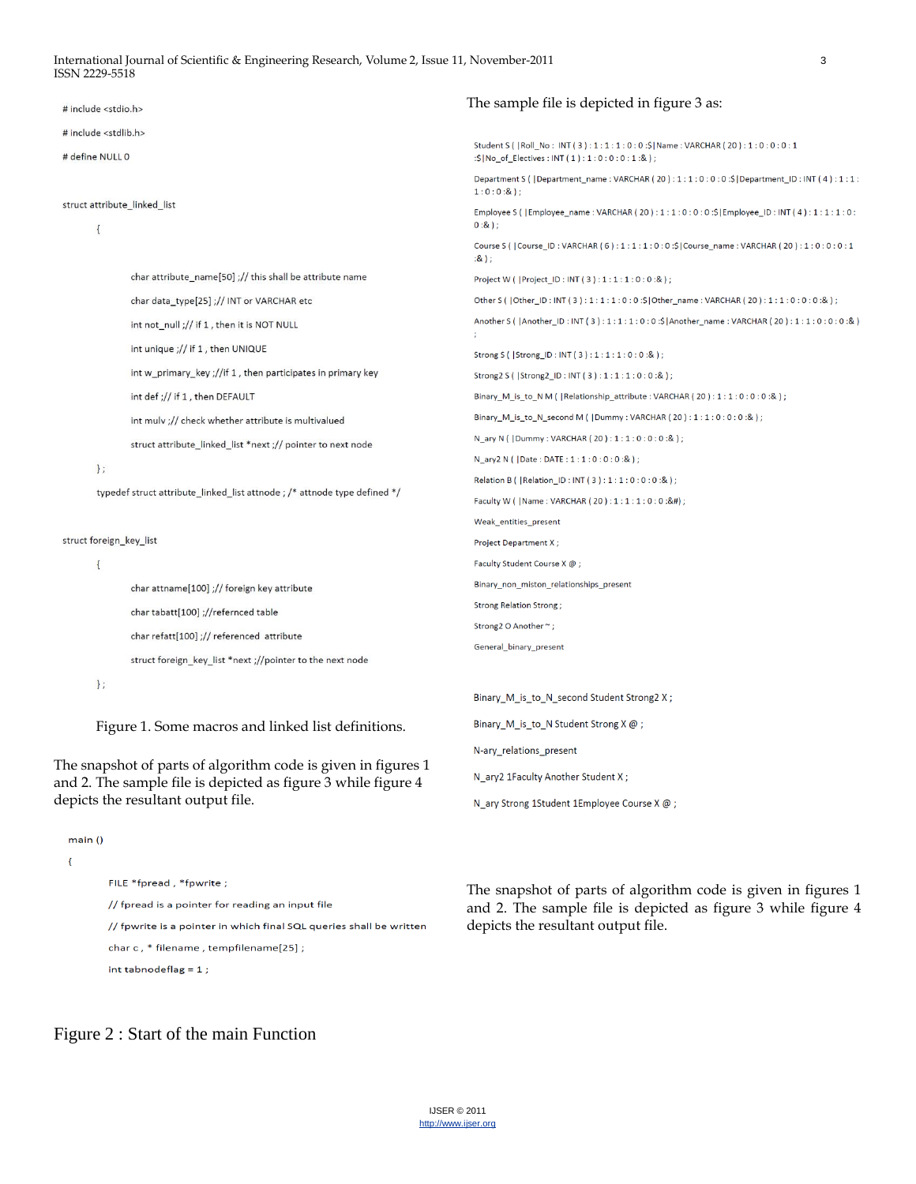```
# include <stdio.h>

# include <stdlib.h>

# define NULL 0


struct attribute_linked_list

        {

                char attribute_name[50] ;// this shall be attribute name

                char data_type[25] ;// INT or VARCHAR etc

                int not_null ;// if 1 , then it is NOT NULL

                int unique ;// if 1 , then UNIQUE

                int w_primary_key ;//if 1 , then participates in primary key

                int def ;// if 1 , then DEFAULT

                int mulv ;// check whether attribute is multivalued

                struct attribute_linked_list *next ;// pointer to next node

        } ;

        typedef struct attribute_linked_list attnode ; /* attnode type defined */


struct foreign_key_list

        {

                char attname[100] ;// foreign key attribute

                char tabatt[100] ;//refernced table

                char refatt[100] ;// referenced  attribute

                struct foreign_key_list *next ;//pointer to the next node

        } ;
```

Figure 1. Some macros and linked list definitions.

The snapshot of parts of algorithm code is given in figures 1 and 2. The sample file is depicted as figure 3 while figure 4 depicts the resultant output file.

```
main ()

{

        FILE *fpread , *fpwrite ;

        // fpread is a pointer for reading an input file

        // fpwrite is a pointer in which final SQL queries shall be written

        char c , * filename , tempfilename[25] ;

        int tabnodeflag = 1 ;
```

Figure 2 : Start of the main Function

The sample file is depicted in figure 3 as:

```
Student S ( |Roll_No : INT ( 3 ) : 1 : 1 : 1 : 0 : 0 :$|Name : VARCHAR ( 20 ) : 1 : 0 : 0 : 0 : 1
:$|No_of_Electives : INT ( 1 ) : 1 : 0 : 0 : 0 : 1 :& ) ;

Department S ( |Department_name : VARCHAR ( 20 ) : 1 : 1 : 0 : 0 : 0 :$|Department_ID : INT ( 4 ) : 1 : 1 :
1 : 0 : 0 :& ) ;

Employee S ( |Employee_name : VARCHAR ( 20 ) : 1 : 1 : 0 : 0 : 0 :$|Employee_ID : INT ( 4 ) : 1 : 1 : 1 : 0 :
0 :& ) ;

Course S ( |Course_ID : VARCHAR ( 6 ) : 1 : 1 : 1 : 0 : 0 :$|Course_name : VARCHAR ( 20 ) : 1 : 0 : 0 : 0 : 1
:& ) ;

Project W ( |Project_ID : INT ( 3 ) : 1 : 1 : 1 : 0 : 0 :& ) ;

Other S ( |Other_ID : INT ( 3 ) : 1 : 1 : 1 : 0 : 0 :$|Other_name : VARCHAR ( 20 ) : 1 : 1 : 0 : 0 : 0 :& ) ;

Another S ( |Another_ID : INT ( 3 ) : 1 : 1 : 1 : 0 : 0 :$|Another_name : VARCHAR ( 20 ) : 1 : 1 : 0 : 0 : 0 :& )
;

Strong S ( |Strong_ID : INT ( 3 ) : 1 : 1 : 1 : 0 : 0 :& ) ;

Strong2 S ( |Strong2_ID : INT ( 3 ) : 1 : 1 : 1 : 0 : 0 :& ) ;

Binary_M_is_to_N M ( |Relationship_attribute : VARCHAR ( 20 ) : 1 : 1 : 0 : 0 : 0 :& ) ;

Binary_M_is_to_N_second M ( |Dummy : VARCHAR ( 20 ) : 1 : 1 : 0 : 0 : 0 :& ) ;

N_ary N ( |Dummy : VARCHAR ( 20 ) : 1 : 1 : 0 : 0 : 0 :& ) ;

N_ary2 N ( |Date : DATE : 1 : 1 : 0 : 0 : 0 :& ) ;

Relation B ( |Relation_ID : INT ( 3 ) : 1 : 1 : 0 : 0 : 0 :& ) ;

Faculty W ( |Name : VARCHAR ( 20 ) : 1 : 1 : 1 : 0 : 0 :&#) ;

Weak_entities_present

Project Department X ;

Faculty Student Course X @ ;

Binary_non_miston_relationships_present

Strong Relation Strong ;

Strong2 O Another ~ ;

General_binary_present


Binary_M_is_to_N_second Student Strong2 X ;

Binary_M_is_to_N Student Strong X @ ;

N-ary_relations_present

N_ary2 1Faculty Another Student X ;

N_ary Strong 1Student 1Employee Course X @ ;
```

The snapshot of parts of algorithm code is given in figures 1 and 2. The sample file is depicted as figure 3 while figure 4 depicts the resultant output file.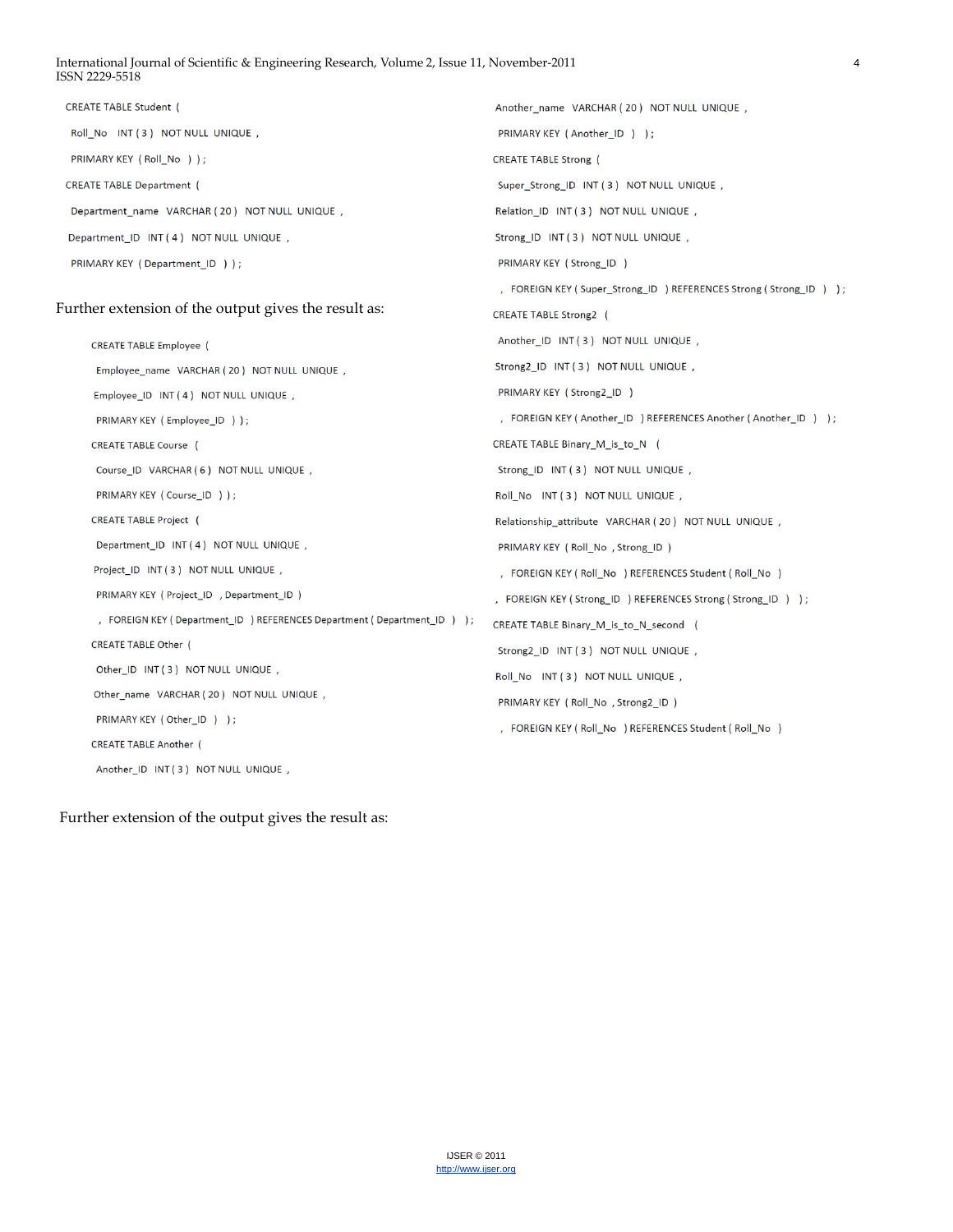```
CREATE TABLE Student (
 Roll_No  INT ( 3 )  NOT NULL  UNIQUE ,
 PRIMARY KEY  ( Roll_No  ) ) ;
CREATE TABLE Department (
 Department_name  VARCHAR ( 20 )  NOT NULL  UNIQUE ,
 Department_ID  INT ( 4 )  NOT NULL  UNIQUE ,
 PRIMARY KEY  ( Department_ID  ) ) ;
```

Further extension of the output gives the result as:

```
CREATE TABLE Employee (
 Employee_name  VARCHAR ( 20 )  NOT NULL  UNIQUE ,
 Employee_ID  INT ( 4 )  NOT NULL  UNIQUE ,
 PRIMARY KEY  ( Employee_ID  ) ) ;
CREATE TABLE Course  (
 Course_ID  VARCHAR ( 6 )  NOT NULL  UNIQUE ,
 PRIMARY KEY  ( Course_ID  ) ) ;
CREATE TABLE Project  (
 Department_ID  INT ( 4 )  NOT NULL  UNIQUE ,
 Project_ID  INT ( 3 )  NOT NULL  UNIQUE ,
 PRIMARY KEY  ( Project_ID  , Department_ID  )
 ,  FOREIGN KEY ( Department_ID  ) REFERENCES Department ( Department_ID  )  ) ;
CREATE TABLE Other  (
 Other_ID  INT ( 3 )  NOT NULL  UNIQUE ,
 Other_name  VARCHAR ( 20 )  NOT NULL  UNIQUE ,
 PRIMARY KEY  ( Other_ID  )  ) ;
CREATE TABLE Another  (
 Another_ID  INT ( 3 )  NOT NULL  UNIQUE ,
 Another_name  VARCHAR ( 20 )  NOT NULL  UNIQUE ,
 PRIMARY KEY  ( Another_ID  )  ) ;
CREATE TABLE Strong  (
 Super_Strong_ID  INT ( 3 )  NOT NULL  UNIQUE ,
 Relation_ID  INT ( 3 )  NOT NULL  UNIQUE ,
 Strong_ID  INT ( 3 )  NOT NULL  UNIQUE ,
 PRIMARY KEY  ( Strong_ID  )
 ,  FOREIGN KEY ( Super_Strong_ID  ) REFERENCES Strong ( Strong_ID  )  ) ;
CREATE TABLE Strong2  (
 Another_ID  INT ( 3 )  NOT NULL  UNIQUE ,
 Strong2_ID  INT ( 3 )  NOT NULL  UNIQUE ,
 PRIMARY KEY  ( Strong2_ID  )
 ,  FOREIGN KEY ( Another_ID  ) REFERENCES Another ( Another_ID  )  ) ;
CREATE TABLE Binary_M_is_to_N  (
 Strong_ID  INT ( 3 )  NOT NULL  UNIQUE ,
 Roll_No  INT ( 3 )  NOT NULL  UNIQUE ,
 Relationship_attribute  VARCHAR ( 20 )  NOT NULL  UNIQUE ,
 PRIMARY KEY  ( Roll_No  , Strong_ID  )
 ,  FOREIGN KEY ( Roll_No  ) REFERENCES Student ( Roll_No  )
 ,  FOREIGN KEY ( Strong_ID  ) REFERENCES Strong ( Strong_ID  )  ) ;
CREATE TABLE Binary_M_is_to_N_second  (
 Strong2_ID  INT ( 3 )  NOT NULL  UNIQUE ,
 Roll_No  INT ( 3 )  NOT NULL  UNIQUE ,
 PRIMARY KEY  ( Roll_No  , Strong2_ID  )
 ,  FOREIGN KEY ( Roll_No  ) REFERENCES Student ( Roll_No  )
```

Further extension of the output gives the result as: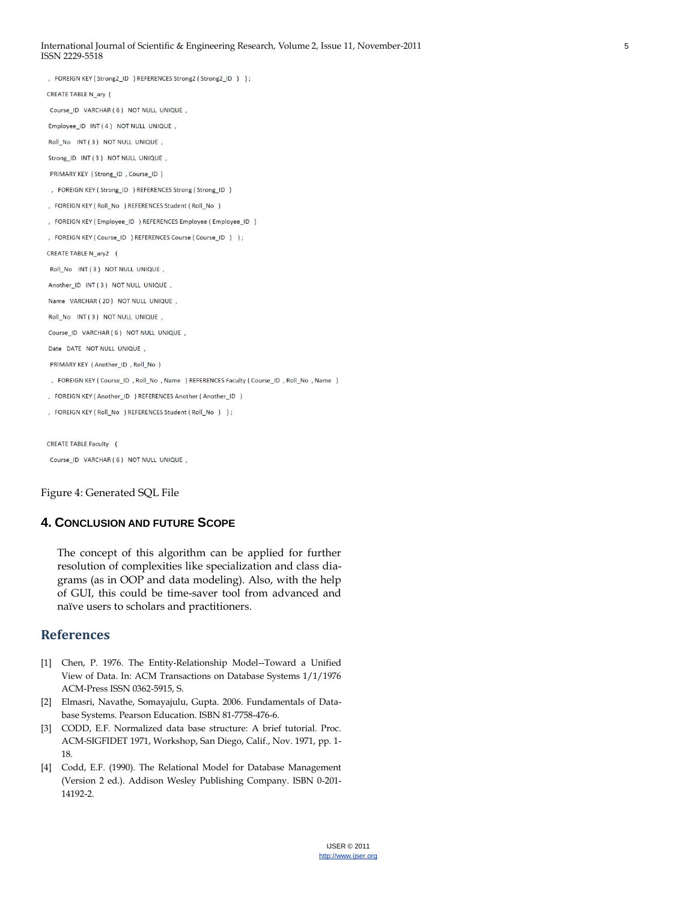```
, FOREIGN KEY ( Strong2_ID  ) REFERENCES Strong2 ( Strong2_ID  )  ) ;
CREATE TABLE N_ary  (
 Course_ID  VARCHAR ( 6 )  NOT NULL  UNIQUE ,
 Employee_ID  INT ( 4 )  NOT NULL  UNIQUE ,
 Roll_No   INT ( 3 )  NOT NULL  UNIQUE ,
 Strong_ID  INT ( 3 )  NOT NULL  UNIQUE ,
 PRIMARY KEY  ( Strong_ID  , Course_ID  )
 , FOREIGN KEY ( Strong_ID  ) REFERENCES Strong ( Strong_ID  )
 , FOREIGN KEY ( Roll_No  ) REFERENCES Student ( Roll_No  )
 , FOREIGN KEY ( Employee_ID  ) REFERENCES Employee ( Employee_ID  )
 , FOREIGN KEY ( Course_ID  ) REFERENCES Course ( Course_ID  )  ) ;
CREATE TABLE N_ary2   (
 Roll_No   INT ( 3 )  NOT NULL  UNIQUE ,
 Another_ID  INT ( 3 )  NOT NULL  UNIQUE ,
 Name  VARCHAR ( 20 )  NOT NULL  UNIQUE ,
 Roll_No   INT ( 3 )  NOT NULL  UNIQUE ,
 Course_ID  VARCHAR ( 6 )  NOT NULL  UNIQUE ,
 Date  DATE  NOT NULL  UNIQUE ,
 PRIMARY KEY  ( Another_ID  , Roll_No  )
 , FOREIGN KEY ( Course_ID  , Roll_No  , Name  ) REFERENCES Faculty ( Course_ID  , Roll_No  , Name  )
 , FOREIGN KEY ( Another_ID  ) REFERENCES Another ( Another_ID  )
 , FOREIGN KEY ( Roll_No  ) REFERENCES Student ( Roll_No  )  ) ;

CREATE TABLE Faculty   (
 Course_ID  VARCHAR ( 6 )  NOT NULL  UNIQUE ,
```

Figure 4: Generated SQL File

## 4. Conclusion and future Scope

The concept of this algorithm can be applied for further resolution of complexities like specialization and class diagrams (as in OOP and data modeling). Also, with the help of GUI, this could be time-saver tool from advanced and naïve users to scholars and practitioners.

## References

[1] Chen, P. 1976. The Entity-Relationship Model--Toward a Unified View of Data. In: ACM Transactions on Database Systems 1/1/1976 ACM-Press ISSN 0362-5915, S.

[2] Elmasri, Navathe, Somayajulu, Gupta. 2006. Fundamentals of Database Systems. Pearson Education. ISBN 81-7758-476-6.

[3] CODD, E.F. Normalized data base structure: A brief tutorial. Proc. ACM-SIGFIDET 1971, Workshop, San Diego, Calif., Nov. 1971, pp. 1-18.

[4] Codd, E.F. (1990). The Relational Model for Database Management (Version 2 ed.). Addison Wesley Publishing Company. ISBN 0-201-14192-2.